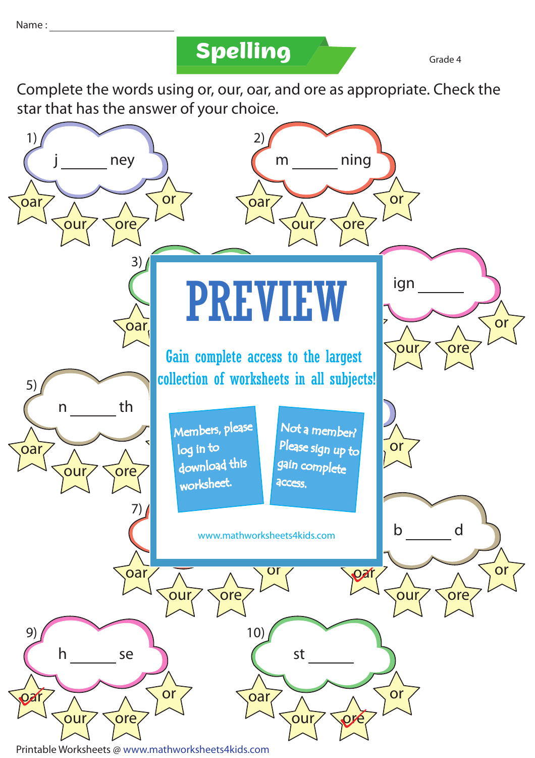Name : ____________________

# Spelling

Grade 4

Complete the words using or, our, oar, and ore as appropriate. Check the star that has the answer of your choice.

1) j ______ ney

oar our ore or

2) m ______ ning

oar our ore or

3)

oar

ign ______

our ore or

5) n ______ th

oar our ore or

or

7)

oar our ore or

b ______ d

oar our ore or

9) h ______ se

oar our ore or

10) st ______

oar our ore or

PREVIEW

Gain complete access to the largest collection of worksheets in all subjects!

Members, please log in to download this worksheet.

Not a member? Please sign up to gain complete access.

www.mathworksheets4kids.com

Printable Worksheets @ www.mathworksheets4kids.com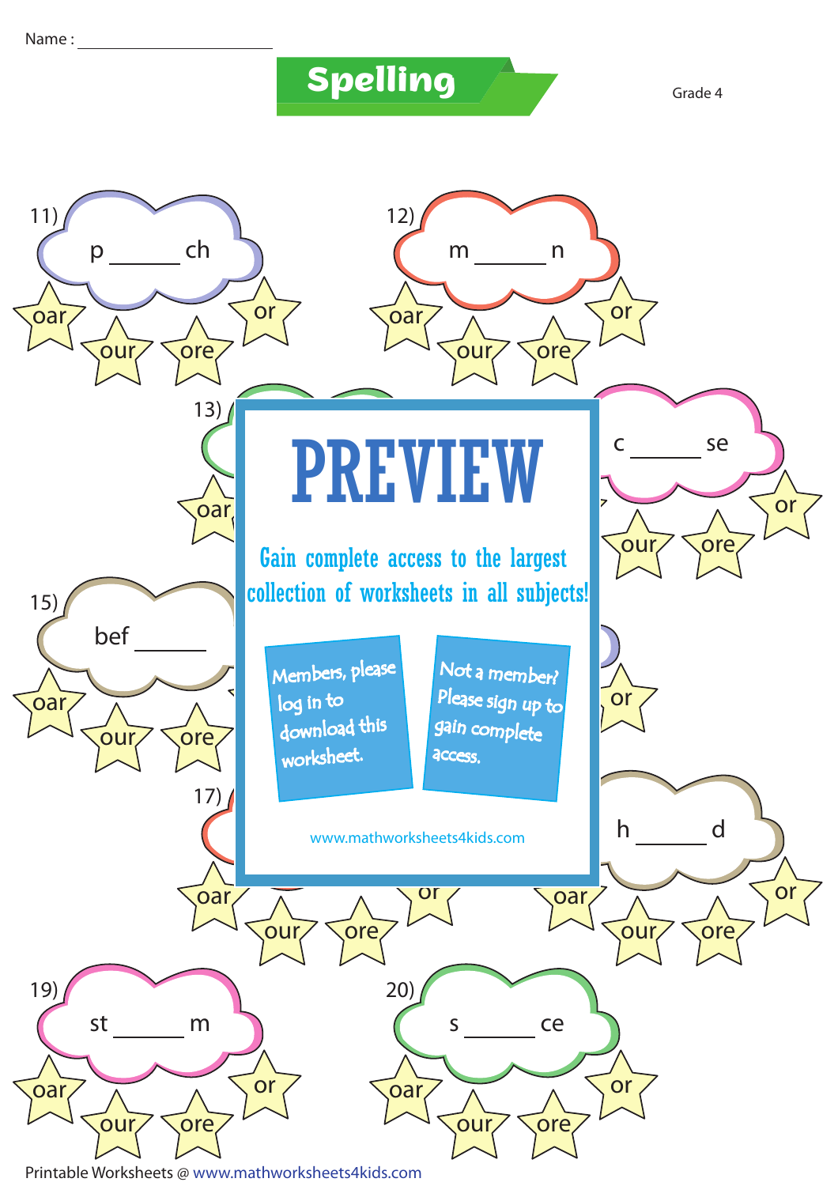Name : ____________________

# Spelling

Grade 4

11) p ______ ch

oar | our | ore | or

12) m ______ n

oar | our | ore | or

13)

oar

14) c ______ se

our | ore | or

15) bef ______

oar | our | ore

16)

or

17)

oar | our | ore | or

18) h ______ d

oar | our | ore | or

19) st ______ m

oar | our | ore | or

20) s ______ ce

oar | our | ore | or

**PREVIEW**

Gain complete access to the largest collection of worksheets in all subjects!

Members, please log in to download this worksheet.

Not a member? Please sign up to gain complete access.

www.mathworksheets4kids.com

Printable Worksheets @ www.mathworksheets4kids.com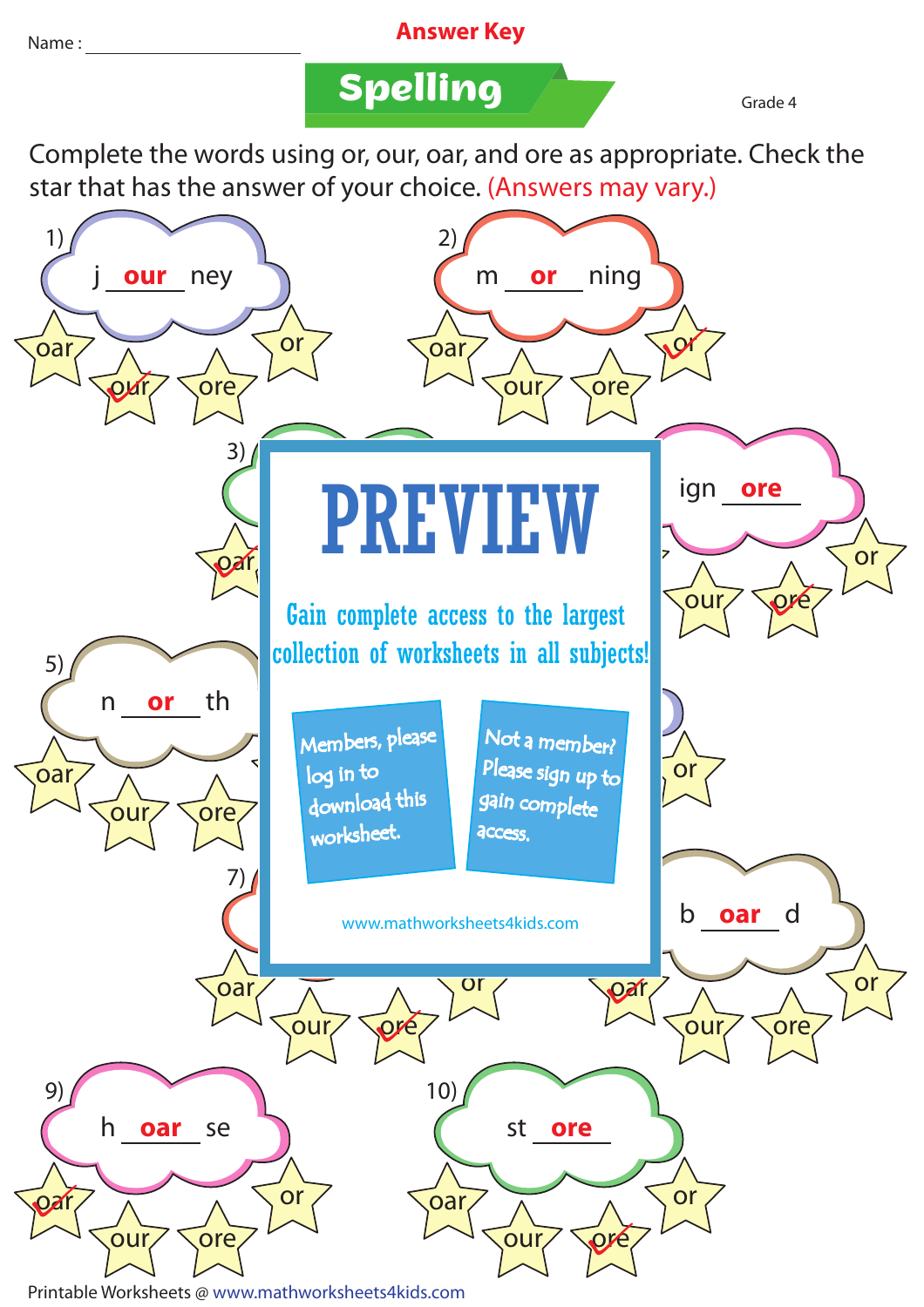Name : ____________________

**Answer Key**

# Spelling

Grade 4

Complete the words using or, our, oar, and ore as appropriate. Check the star that has the answer of your choice. (Answers may vary.)

1) j **our** ney

oar | our ✓ | ore | or

2) m **or** ning

oar | our | ore | or ✓

3)

oar ✓

4) ign **ore**

our | ore ✓ | or

5) n **or** th

oar | our | ore

6)

or

7)

oar | our | ore ✓ | or

8) b **oar** d

oar ✓ | our | ore | or

9) h **oar** se

oar ✓ | our | ore | or

10) st **ore**

oar | our | ore ✓ | or

PREVIEW

Gain complete access to the largest collection of worksheets in all subjects!

Members, please log in to download this worksheet.

Not a member? Please sign up to gain complete access.

www.mathworksheets4kids.com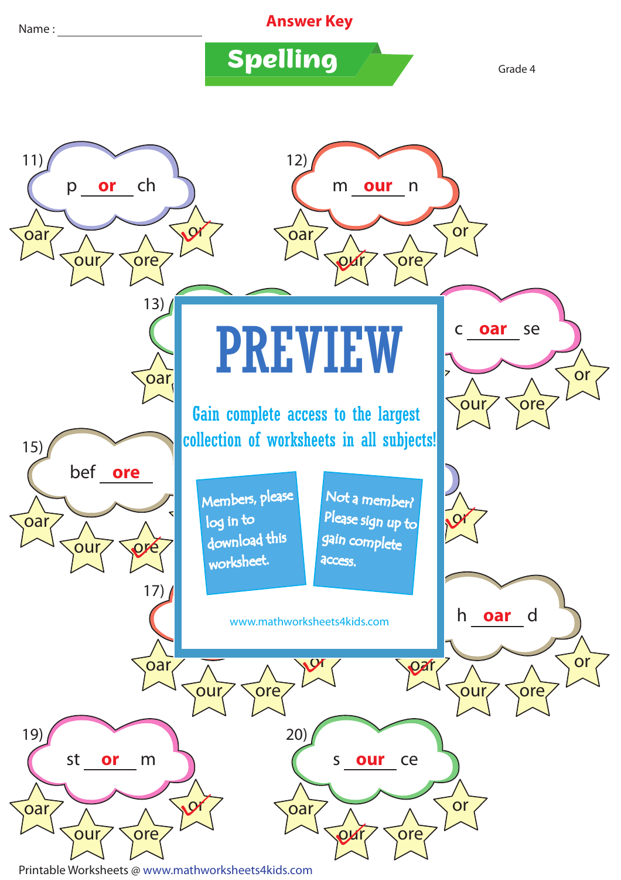Name : ____________________

**Answer Key**

# Spelling

Grade 4

11) p **or** ch

oar our ore or

12) m **our** n

oar our ore or

13)

oar

14) c **oar** se

or our ore

15) bef **ore**

oar our ore

16)

or

17)

oar our ore or

18) h **oar** d

oar our ore or

19) st **or** m

oar our ore or

20) s **our** ce

oar our ore or

PREVIEW

Gain complete access to the largest collection of worksheets in all subjects!

Members, please log in to download this worksheet.

Not a member? Please sign up to gain complete access.

www.mathworksheets4kids.com

Printable Worksheets @ www.mathworksheets4kids.com